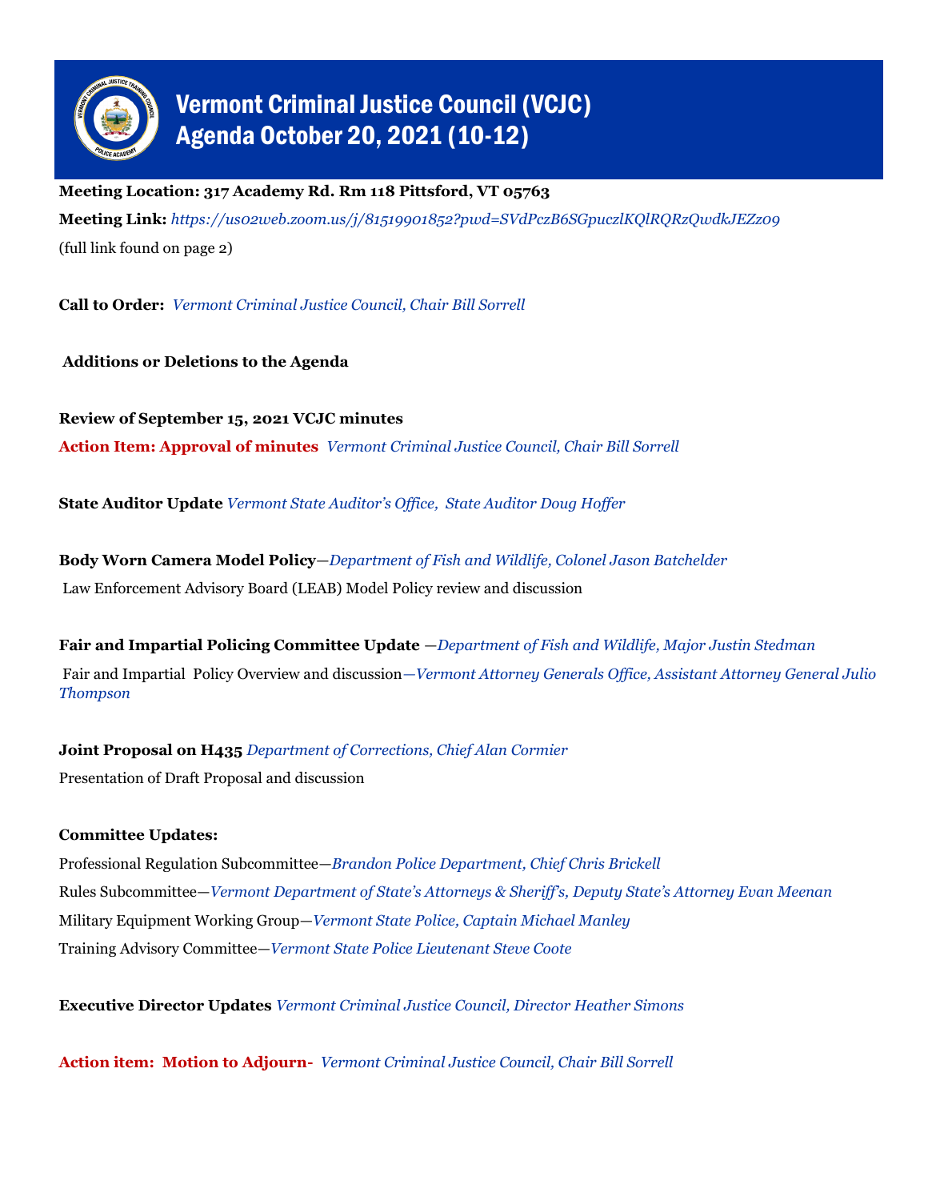# Vermont Criminal Justice Council (VCJC) Agenda October 20, 2021 (10-12)

**Meeting Location: 317 Academy Rd. Rm 118 Pittsford, VT 05763**

**Meeting Link:** *https://us02web.zoom.us/j/81519901852?pwd=SVdPczB6SGpuczlKQlRQRzQwdkJEZz09*

(full link found on page 2)

**Call to Order:** *Vermont Criminal Justice Council, Chair Bill Sorrell*

**Additions or Deletions to the Agenda**

**Review of September 15, 2021 VCJC minutes**

**Action Item: Approval of minutes** *Vermont Criminal Justice Council, Chair Bill Sorrell*

**State Auditor Update** *Vermont State Auditor's Office, State Auditor Doug Hoffer*

**Body Worn Camera Model Policy**—*Department of Fish and Wildlife, Colonel Jason Batchelder*

Law Enforcement Advisory Board (LEAB) Model Policy review and discussion

**Fair and Impartial Policing Committee Update** —*Department of Fish and Wildlife, Major Justin Stedman*

Fair and Impartial Policy Overview and discussion—*Vermont Attorney Generals Office, Assistant Attorney General Julio Thompson*

**Joint Proposal on H435** *Department of Corrections, Chief Alan Cormier*

Presentation of Draft Proposal and discussion

**Committee Updates:**

Professional Regulation Subcommittee—*Brandon Police Department, Chief Chris Brickell*

Rules Subcommittee—*Vermont Department of State's Attorneys & Sheriff's, Deputy State's Attorney Evan Meenan*

Military Equipment Working Group—*Vermont State Police, Captain Michael Manley*

Training Advisory Committee—*Vermont State Police Lieutenant Steve Coote*

**Executive Director Updates** *Vermont Criminal Justice Council, Director Heather Simons*

**Action item: Motion to Adjourn-** *Vermont Criminal Justice Council, Chair Bill Sorrell*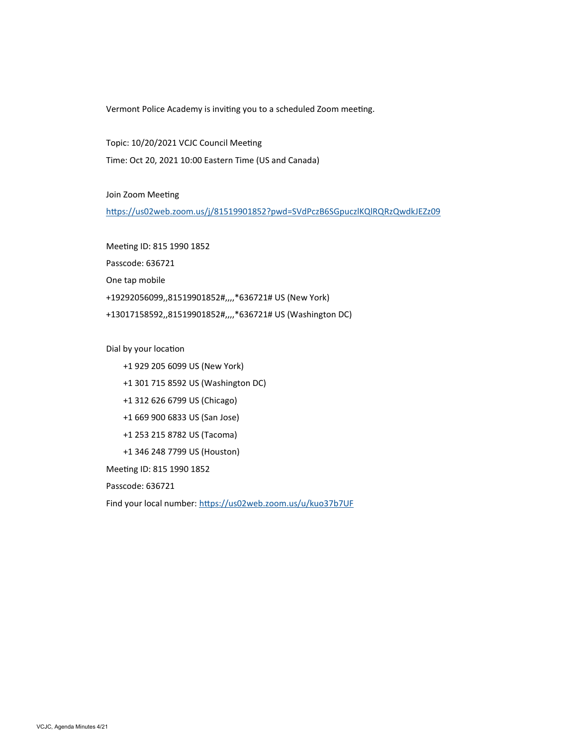Vermont Police Academy is inviting you to a scheduled Zoom meeting.

Topic: 10/20/2021 VCJC Council Meeting

Time: Oct 20, 2021 10:00 Eastern Time (US and Canada)

Join Zoom Meeting

https://us02web.zoom.us/j/81519901852?pwd=SVdPczB6SGpuczlKQlRQRzQwdkJEZz09

Meeting ID: 815 1990 1852

Passcode: 636721

One tap mobile

+19292056099,,81519901852#,,,,*636721# US (New York)

+13017158592,,81519901852#,,,,*636721# US (Washington DC)

Dial by your location

- +1 929 205 6099 US (New York)
- +1 301 715 8592 US (Washington DC)
- +1 312 626 6799 US (Chicago)
- +1 669 900 6833 US (San Jose)
- +1 253 215 8782 US (Tacoma)
- +1 346 248 7799 US (Houston)

Meeting ID: 815 1990 1852

Passcode: 636721

Find your local number: https://us02web.zoom.us/u/kuo37b7UF